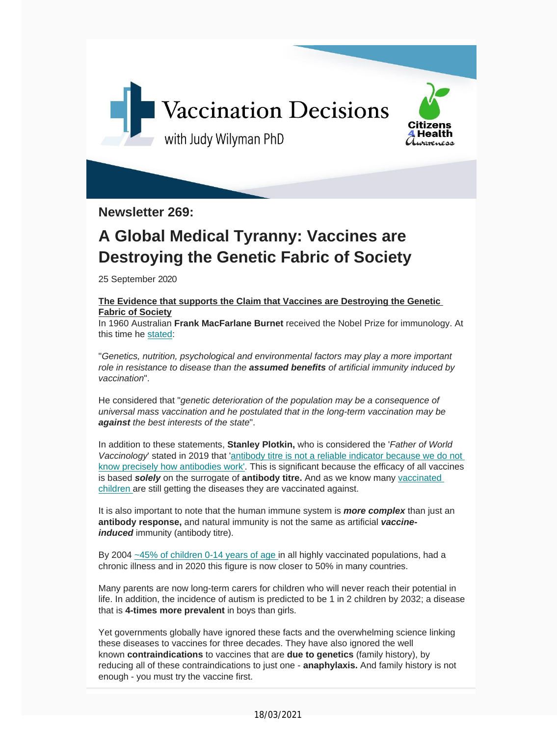Vaccination Decisions

with Judy Wilyman PhD

Citizens 4 Health Awareness

**Newsletter 269:**

# A Global Medical Tyranny: Vaccines are Destroying the Genetic Fabric of Society

25 September 2020

**The Evidence that supports the Claim that Vaccines are Destroying the Genetic Fabric of Society**

In 1960 Australian **Frank MacFarlane Burnet** received the Nobel Prize for immunology. At this time he stated:

"*Genetics, nutrition, psychological and environmental factors may play a more important role in resistance to disease than the* ***assumed benefits*** *of artificial immunity induced by vaccination*".

He considered that "*genetic deterioration of the population may be a consequence of universal mass vaccination and he postulated that in the long-term vaccination may be* ***against*** *the best interests of the state*".

In addition to these statements, **Stanley Plotkin,** who is considered the '*Father of World Vaccinology*' stated in 2019 that 'antibody titre is not a reliable indicator because we do not know precisely how antibodies work'. This is significant because the efficacy of all vaccines is based ***solely*** on the surrogate of **antibody titre.** And as we know many vaccinated children are still getting the diseases they are vaccinated against.

It is also important to note that the human immune system is ***more complex*** than just an **antibody response,** and natural immunity is not the same as artificial ***vaccine-induced*** immunity (antibody titre).

By 2004 ~45% of children 0-14 years of age in all highly vaccinated populations, had a chronic illness and in 2020 this figure is now closer to 50% in many countries.

Many parents are now long-term carers for children who will never reach their potential in life. In addition, the incidence of autism is predicted to be 1 in 2 children by 2032; a disease that is **4-times more prevalent** in boys than girls.

Yet governments globally have ignored these facts and the overwhelming science linking these diseases to vaccines for three decades. They have also ignored the well known **contraindications** to vaccines that are **due to genetics** (family history), by reducing all of these contraindications to just one - **anaphylaxis.** And family history is not enough - you must try the vaccine first.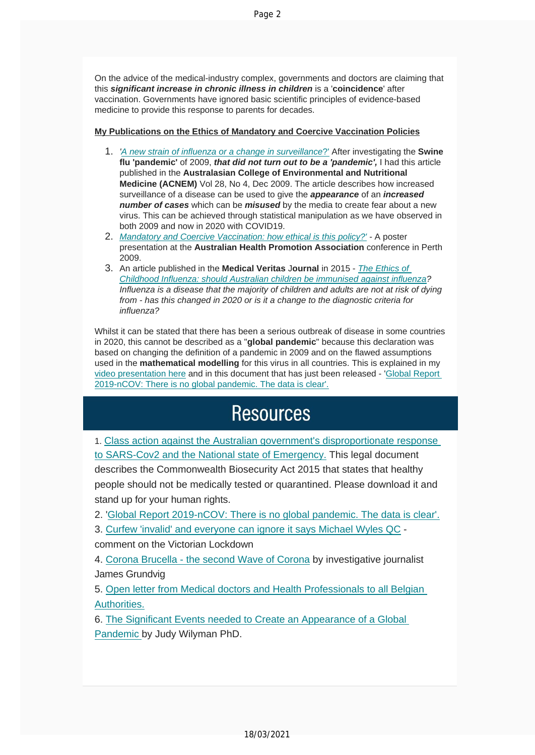On the advice of the medical-industry complex, governments and doctors are claiming that this ***significant increase in chronic illness in children*** is a '**coincidence**' after vaccination. Governments have ignored basic scientific principles of evidence-based medicine to provide this response to parents for decades.

**My Publications on the Ethics of Mandatory and Coercive Vaccination Policies**

1. *'A new strain of influenza or a change in surveillance?'* After investigating the **Swine flu 'pandemic'** of 2009, ***that did not turn out to be a 'pandemic',*** I had this article published in the **Australasian College of Environmental and Nutritional Medicine (ACNEM)** Vol 28, No 4, Dec 2009. The article describes how increased surveillance of a disease can be used to give the ***appearance*** of an ***increased number of cases*** which can be ***misused*** by the media to create fear about a new virus. This can be achieved through statistical manipulation as we have observed in both 2009 and now in 2020 with COVID19.
2. *Mandatory and Coercive Vaccination: how ethical is this policy?'* - A poster presentation at the **Australian Health Promotion Association** conference in Perth 2009.
3. An article published in the **Medical Veritas Journal** in 2015 - *The Ethics of Childhood Influenza: should Australian children be immunised against influenza? Influenza is a disease that the majority of children and adults are not at risk of dying from - has this changed in 2020 or is it a change to the diagnostic criteria for influenza?*

Whilst it can be stated that there has been a serious outbreak of disease in some countries in 2020, this cannot be described as a "**global pandemic**" because this declaration was based on changing the definition of a pandemic in 2009 and on the flawed assumptions used in the **mathematical modelling** for this virus in all countries. This is explained in my video presentation here and in this document that has just been released - 'Global Report 2019-nCOV: There is no global pandemic. The data is clear'.

# Resources

1. Class action against the Australian government's disproportionate response to SARS-Cov2 and the National state of Emergency. This legal document describes the Commonwealth Biosecurity Act 2015 that states that healthy people should not be medically tested or quarantined. Please download it and stand up for your human rights.
2. 'Global Report 2019-nCOV: There is no global pandemic. The data is clear'.
3. Curfew 'invalid' and everyone can ignore it says Michael Wyles QC - comment on the Victorian Lockdown
4. Corona Brucella - the second Wave of Corona by investigative journalist James Grundvig
5. Open letter from Medical doctors and Health Professionals to all Belgian Authorities.
6. The Significant Events needed to Create an Appearance of a Global Pandemic by Judy Wilyman PhD.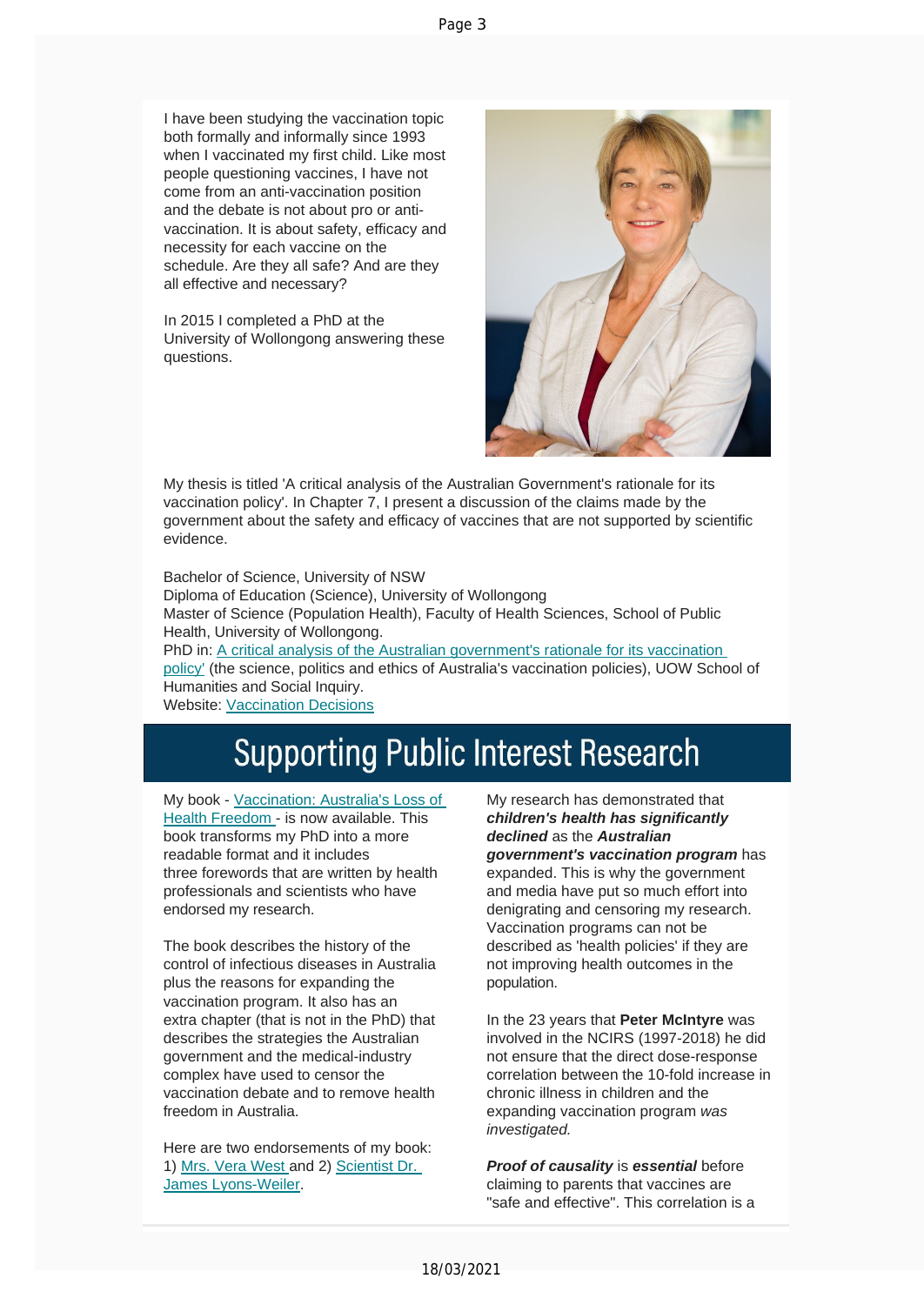I have been studying the vaccination topic both formally and informally since 1993 when I vaccinated my first child. Like most people questioning vaccines, I have not come from an anti-vaccination position and the debate is not about pro or anti-vaccination. It is about safety, efficacy and necessity for each vaccine on the schedule. Are they all safe? And are they all effective and necessary?

In 2015 I completed a PhD at the University of Wollongong answering these questions.

My thesis is titled 'A critical analysis of the Australian Government's rationale for its vaccination policy'. In Chapter 7, I present a discussion of the claims made by the government about the safety and efficacy of vaccines that are not supported by scientific evidence.

Bachelor of Science, University of NSW
Diploma of Education (Science), University of Wollongong
Master of Science (Population Health), Faculty of Health Sciences, School of Public Health, University of Wollongong.
PhD in: [A critical analysis of the Australian government's rationale for its vaccination policy'](#) (the science, politics and ethics of Australia's vaccination policies), UOW School of Humanities and Social Inquiry.
Website: [Vaccination Decisions](#)

# Supporting Public Interest Research

My book - [Vaccination: Australia's Loss of Health Freedom](#) - is now available. This book transforms my PhD into a more readable format and it includes three forewords that are written by health professionals and scientists who have endorsed my research.

The book describes the history of the control of infectious diseases in Australia plus the reasons for expanding the vaccination program. It also has an extra chapter (that is not in the PhD) that describes the strategies the Australian government and the medical-industry complex have used to censor the vaccination debate and to remove health freedom in Australia.

Here are two endorsements of my book: 1) [Mrs. Vera West](#) and 2) [Scientist Dr. James Lyons-Weiler](#).

My research has demonstrated that ***children's health has significantly declined*** as the ***Australian government's vaccination program*** has expanded. This is why the government and media have put so much effort into denigrating and censoring my research. Vaccination programs can not be described as 'health policies' if they are not improving health outcomes in the population.

In the 23 years that **Peter McIntyre** was involved in the NCIRS (1997-2018) he did not ensure that the direct dose-response correlation between the 10-fold increase in chronic illness in children and the expanding vaccination program *was investigated.*

***Proof of causality*** is ***essential*** before claiming to parents that vaccines are "safe and effective". This correlation is a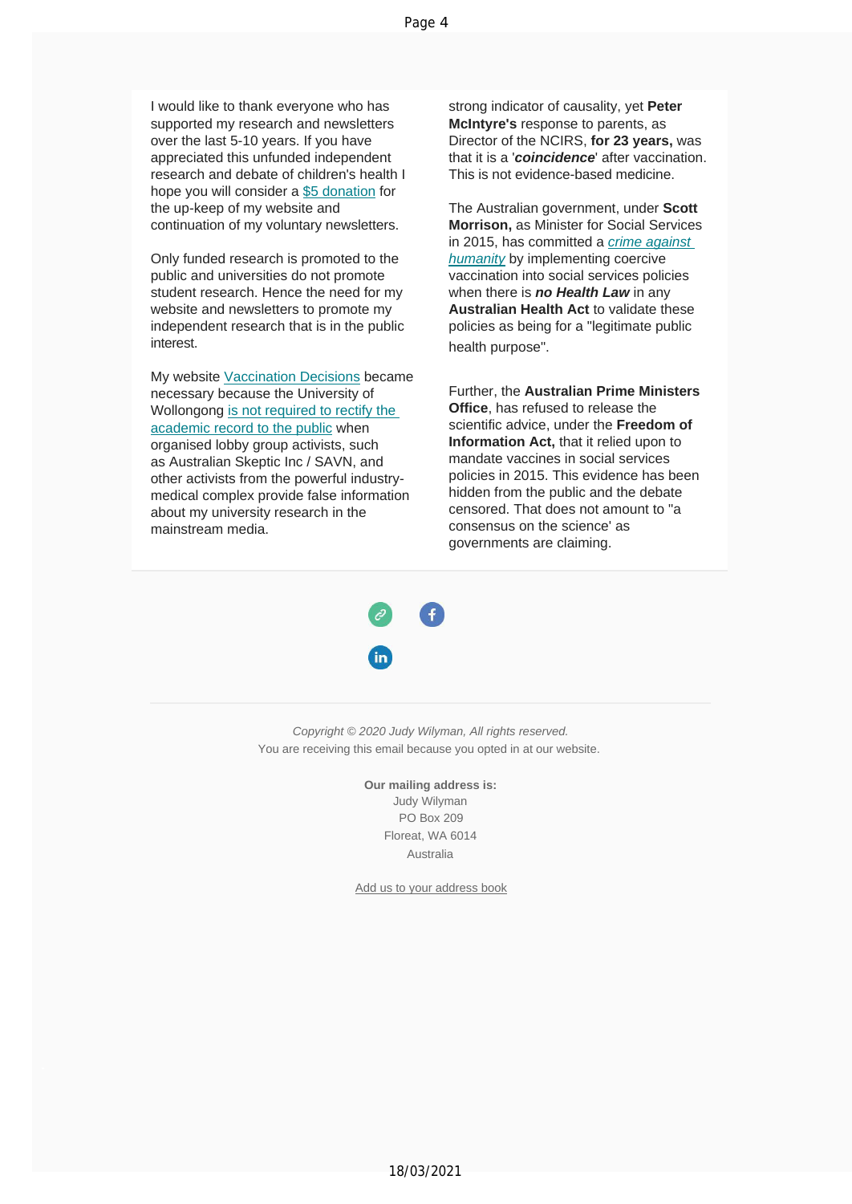I would like to thank everyone who has supported my research and newsletters over the last 5-10 years. If you have appreciated this unfunded independent research and debate of children's health I hope you will consider a [$5 donation] for the up-keep of my website and continuation of my voluntary newsletters.

Only funded research is promoted to the public and universities do not promote student research. Hence the need for my website and newsletters to promote my independent research that is in the public interest.

My website [Vaccination Decisions] became necessary because the University of Wollongong [is not required to rectify the academic record to the public] when organised lobby group activists, such as Australian Skeptic Inc / SAVN, and other activists from the powerful industry-medical complex provide false information about my university research in the mainstream media.

strong indicator of causality, yet **Peter McIntyre's** response to parents, as Director of the NCIRS, **for 23 years,** was that it is a '***coincidence***' after vaccination. This is not evidence-based medicine.

The Australian government, under **Scott Morrison,** as Minister for Social Services in 2015, has committed a *[crime against humanity]* by implementing coercive vaccination into social services policies when there is ***no Health Law*** in any **Australian Health Act** to validate these policies as being for a "legitimate public health purpose".

Further, the **Australian Prime Ministers Office**, has refused to release the scientific advice, under the **Freedom of Information Act,** that it relied upon to mandate vaccines in social services policies in 2015. This evidence has been hidden from the public and the debate censored. That does not amount to "a consensus on the science' as governments are claiming.

*Copyright © 2020 Judy Wilyman, All rights reserved.*
You are receiving this email because you opted in at our website.

**Our mailing address is:**
Judy Wilyman
PO Box 209
Floreat, WA 6014
Australia

Add us to your address book